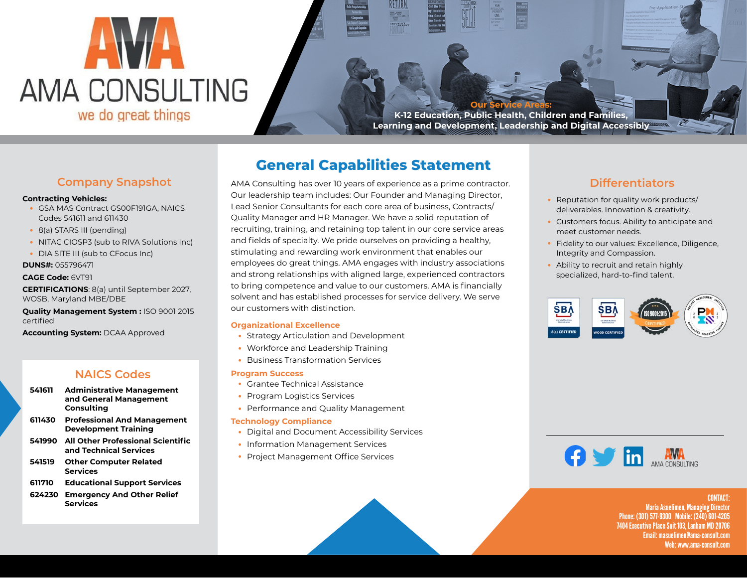# AMA CONSULTING

we do great things

**Our Service Areas:**
**K-12 Education, Public Health, Children and Families, Learning and Development, Leadership and Digital Accessibly**

## Company Snapshot

**Contracting Vehicles:**

- GSA MAS Contract GS00F191GA, NAICS Codes 541611 and 611430
- 8(a) STARS III (pending)
- NITAC CIOSP3 (sub to RIVA Solutions Inc)
- DIA SITE III (sub to CFocus Inc)

**DUNS#:** 055796471

**CAGE Code:** 6VT91

**CERTIFICATIONS**: 8(a) until September 2027, WOSB, Maryland MBE/DBE

**Quality Management System :** ISO 9001 2015 certified

**Accounting System:** DCAA Approved

## NAICS Codes

| Code | Description |
|---|---|
| 541611 | **Administrative Management and General Management Consulting** |
| 611430 | **Professional And Management Development Training** |
| 541990 | **All Other Professional Scientific and Technical Services** |
| 541519 | **Other Computer Related Services** |
| 611710 | **Educational Support Services** |
| 624230 | **Emergency And Other Relief Services** |

## General Capabilities Statement

AMA Consulting has over 10 years of experience as a prime contractor. Our leadership team includes: Our Founder and Managing Director, Lead Senior Consultants for each core area of business, Contracts/ Quality Manager and HR Manager. We have a solid reputation of recruiting, training, and retaining top talent in our core service areas and fields of specialty. We pride ourselves on providing a healthy, stimulating and rewarding work environment that enables our employees do great things. AMA engages with industry associations and strong relationships with aligned large, experienced contractors to bring competence and value to our customers. AMA is financially solvent and has established processes for service delivery. We serve our customers with distinction.

### Organizational Excellence

- Strategy Articulation and Development
- Workforce and Leadership Training
- Business Transformation Services

### Program Success

- Grantee Technical Assistance
- Program Logistics Services
- Performance and Quality Management

### Technology Compliance

- Digital and Document Accessibility Services
- Information Management Services
- Project Management Office Services

## Differentiators

- Reputation for quality work products/ deliverables. Innovation & creativity.
- Customers focus. Ability to anticipate and meet customer needs.
- Fidelity to our values: Excellence, Diligence, Integrity and Compassion.
- Ability to recruit and retain highly specialized, hard-to-find talent.

SBA 8(a) CERTIFIED | SBA WOSB CERTIFIED | ISO 9001:2015 CERTIFIED | PMI Authorized Training Partner

AMA CONSULTING

**CONTACT:**
Maria Asuelimen, Managing Director
Phone: (301) 577-9300 Mobile: (240) 601-4205
7404 Executive Place Suit 103, Lanham MD 20706
Email: masuelimen@ama-consult.com
Web: www.ama-consult.com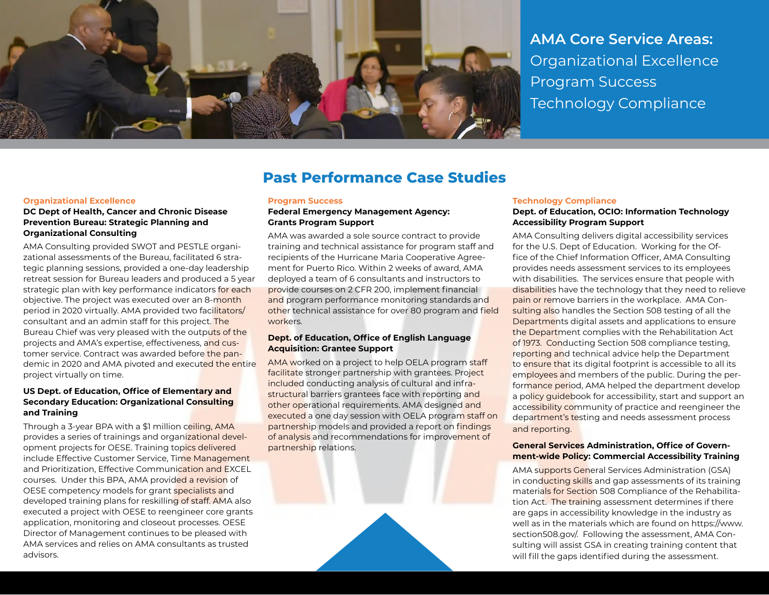**AMA Core Service Areas:**
Organizational Excellence
Program Success
Technology Compliance

# Past Performance Case Studies

## Organizational Excellence

### DC Dept of Health, Cancer and Chronic Disease Prevention Bureau: Strategic Planning and Organizational Consulting

AMA Consulting provided SWOT and PESTLE organizational assessments of the Bureau, facilitated 6 strategic planning sessions, provided a one-day leadership retreat session for Bureau leaders and produced a 5 year strategic plan with key performance indicators for each objective. The project was executed over an 8-month period in 2020 virtually. AMA provided two facilitators/ consultant and an admin staff for this project. The Bureau Chief was very pleased with the outputs of the projects and AMA's expertise, effectiveness, and customer service. Contract was awarded before the pandemic in 2020 and AMA pivoted and executed the entire project virtually on time.

### US Dept. of Education, Office of Elementary and Secondary Education: Organizational Consulting and Training

Through a 3-year BPA with a $1 million ceiling, AMA provides a series of trainings and organizational development projects for OESE. Training topics delivered include Effective Customer Service, Time Management and Prioritization, Effective Communication and EXCEL courses. Under this BPA, AMA provided a revision of OESE competency models for grant specialists and developed training plans for reskilling of staff. AMA also executed a project with OESE to reengineer core grants application, monitoring and closeout processes. OESE Director of Management continues to be pleased with AMA services and relies on AMA consultants as trusted advisors.

## Program Success

### Federal Emergency Management Agency: Grants Program Support

AMA was awarded a sole source contract to provide training and technical assistance for program staff and recipients of the Hurricane Maria Cooperative Agreement for Puerto Rico. Within 2 weeks of award, AMA deployed a team of 6 consultants and instructors to provide courses on 2 CFR 200, implement financial and program performance monitoring standards and other technical assistance for over 80 program and field workers.

### Dept. of Education, Office of English Language Acquisition: Grantee Support

AMA worked on a project to help OELA program staff facilitate stronger partnership with grantees. Project included conducting analysis of cultural and infrastructural barriers grantees face with reporting and other operational requirements. AMA designed and executed a one day session with OELA program staff on partnership models and provided a report on findings of analysis and recommendations for improvement of partnership relations.

## Technology Compliance

### Dept. of Education, OCIO: Information Technology Accessibility Program Support

AMA Consulting delivers digital accessibility services for the U.S. Dept of Education. Working for the Office of the Chief Information Officer, AMA Consulting provides needs assessment services to its employees with disabilities. The services ensure that people with disabilities have the technology that they need to relieve pain or remove barriers in the workplace. AMA Consulting also handles the Section 508 testing of all the Departments digital assets and applications to ensure the Department complies with the Rehabilitation Act of 1973. Conducting Section 508 compliance testing, reporting and technical advice help the Department to ensure that its digital footprint is accessible to all its employees and members of the public. During the performance period, AMA helped the department develop a policy guidebook for accessibility, start and support an accessibility community of practice and reengineer the department's testing and needs assessment process and reporting.

### General Services Administration, Office of Government-wide Policy: Commercial Accessibility Training

AMA supports General Services Administration (GSA) in conducting skills and gap assessments of its training materials for Section 508 Compliance of the Rehabilitation Act. The training assessment determines if there are gaps in accessibility knowledge in the industry as well as in the materials which are found on https://www.section508.gov/. Following the assessment, AMA Consulting will assist GSA in creating training content that will fill the gaps identified during the assessment.